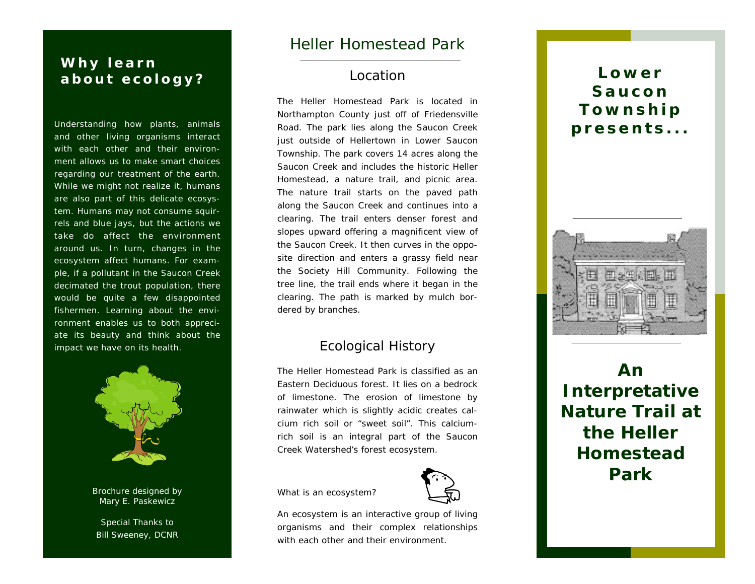## Why learn about ecology?

Understanding how plants, animals and other living organisms interact with each other and their environment allows us to make smart choices regarding our treatment of the earth. While we might not realize it, humans are also part of this delicate ecosystem. Humans may not consume squirrels and blue jays, but the actions we take do affect the environment around us. In turn, changes in the ecosystem affect humans. For example, if a pollutant in the Saucon Creek decimated the trout population, there would be quite a few disappointed fishermen. Learning about the environment enables us to both appreciate its beauty and think about the impact we have on its health.

Brochure designed by
Mary E. Paskewicz

Special Thanks to
Bill Sweeney, DCNR

# Heller Homestead Park

## Location

The Heller Homestead Park is located in Northampton County just off of Friedensville Road. The park lies along the Saucon Creek just outside of Hellertown in Lower Saucon Township. The park covers 14 acres along the Saucon Creek and includes the historic Heller Homestead, a nature trail, and picnic area. The nature trail starts on the paved path along the Saucon Creek and continues into a clearing. The trail enters denser forest and slopes upward offering a magnificent view of the Saucon Creek. It then curves in the opposite direction and enters a grassy field near the Society Hill Community. Following the tree line, the trail ends where it began in the clearing. The path is marked by mulch bordered by branches.

## Ecological History

The Heller Homestead Park is classified as an Eastern Deciduous forest. It lies on a bedrock of limestone. The erosion of limestone by rainwater which is slightly acidic creates calcium rich soil or "sweet soil". This calcium-rich soil is an integral part of the Saucon Creek Watershed's forest ecosystem.

What is an ecosystem?

An ecosystem is an interactive group of living organisms and their complex relationships with each other and their environment.

**Lower Saucon Township presents...**

# An Interpretative Nature Trail at the Heller Homestead Park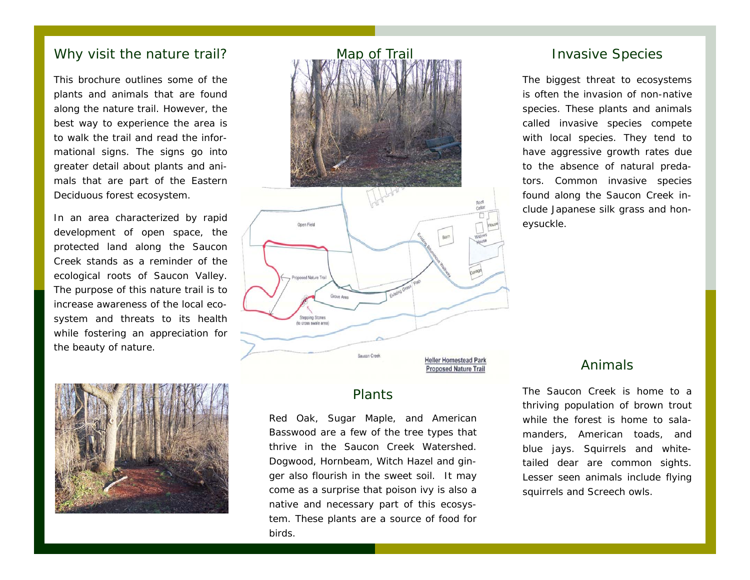## Why visit the nature trail?

This brochure outlines some of the plants and animals that are found along the nature trail. However, the best way to experience the area is to walk the trail and read the informational signs. The signs go into greater detail about plants and animals that are part of the Eastern Deciduous forest ecosystem.

In an area characterized by rapid development of open space, the protected land along the Saucon Creek stands as a reminder of the ecological roots of Saucon Valley. The purpose of this nature trail is to increase awareness of the local ecosystem and threats to its health while fostering an appreciation for the beauty of nature.

## Map of Trail

Open Field

Proposed Nature Trail

Grove Area

Stepping Stones (to cross swale area)

Existing Grass Path

Existing Bituminous Walkway

Barn

Root Cellar

House

Widows House

Garage

Saucon Creek

Heller Homestead Park
Proposed Nature Trail

## Plants

Red Oak, Sugar Maple, and American Basswood are a few of the tree types that thrive in the Saucon Creek Watershed. Dogwood, Hornbeam, Witch Hazel and ginger also flourish in the sweet soil. It may come as a surprise that poison ivy is also a native and necessary part of this ecosystem. These plants are a source of food for birds.

## Invasive Species

The biggest threat to ecosystems is often the invasion of non-native species. These plants and animals called invasive species compete with local species. They tend to have aggressive growth rates due to the absence of natural predators. Common invasive species found along the Saucon Creek include Japanese silk grass and honeysuckle.

## Animals

The Saucon Creek is home to a thriving population of brown trout while the forest is home to salamanders, American toads, and blue jays. Squirrels and white-tailed dear are common sights. Lesser seen animals include flying squirrels and Screech owls.